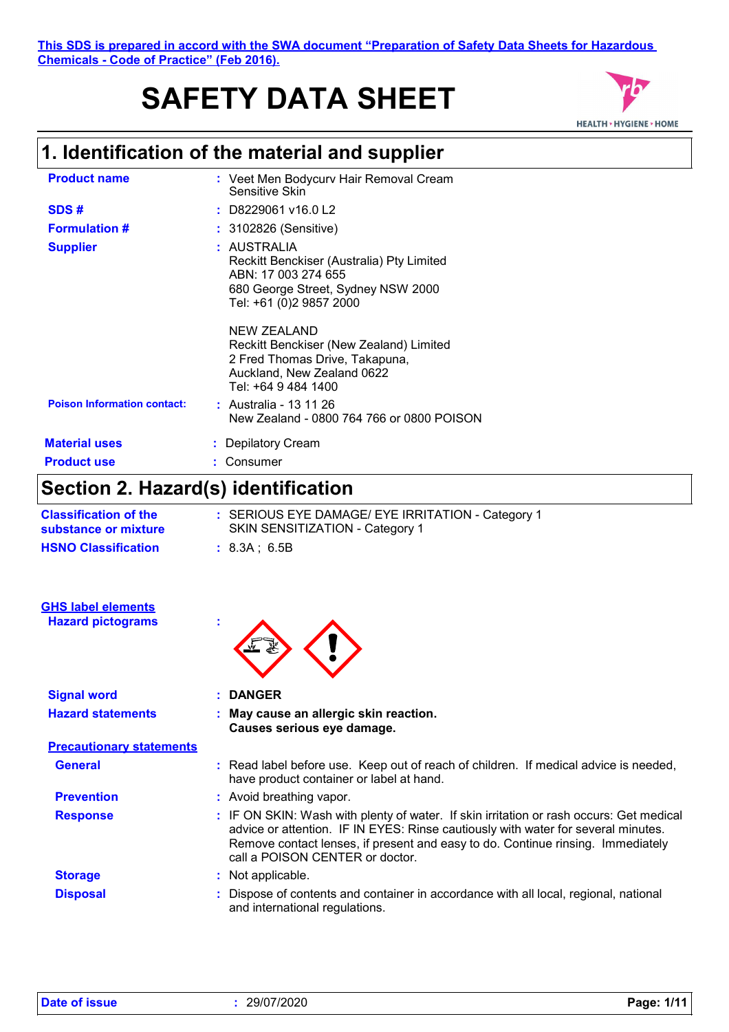This SDS is prepared in accord with the SWA document "Preparation of Safety Data Sheets for Hazardous Chemicals - Code of Practice" (Feb 2016).

# SAFETY DATA SHEET

## 1. Identification of the material and supplier

| | |
|---|---|
| **Product name** | : Veet Men Bodycurv Hair Removal Cream Sensitive Skin |
| **SDS #** | : D8229061 v16.0 L2 |
| **Formulation #** | : 3102826 (Sensitive) |
| **Supplier** | : AUSTRALIA<br>Reckitt Benckiser (Australia) Pty Limited<br>ABN: 17 003 274 655<br>680 George Street, Sydney NSW 2000<br>Tel: +61 (0)2 9857 2000<br><br>NEW ZEALAND<br>Reckitt Benckiser (New Zealand) Limited<br>2 Fred Thomas Drive, Takapuna,<br>Auckland, New Zealand 0622<br>Tel: +64 9 484 1400 |
| **Poison Information contact:** | : Australia - 13 11 26<br>New Zealand - 0800 764 766 or 0800 POISON |
| **Material uses** | : Depilatory Cream |
| **Product use** | : Consumer |

## Section 2. Hazard(s) identification

| | |
|---|---|
| **Classification of the substance or mixture** | : SERIOUS EYE DAMAGE/ EYE IRRITATION - Category 1<br>SKIN SENSITIZATION - Category 1 |
| **HSNO Classification** | : 8.3A ; 6.5B |

**GHS label elements**

**Hazard pictograms** :

**Signal word** : **DANGER**

**Hazard statements** : **May cause an allergic skin reaction.**
**Causes serious eye damage.**

**Precautionary statements**

**General** : Read label before use. Keep out of reach of children. If medical advice is needed, have product container or label at hand.

**Prevention** : Avoid breathing vapor.

**Response** : IF ON SKIN: Wash with plenty of water. If skin irritation or rash occurs: Get medical advice or attention. IF IN EYES: Rinse cautiously with water for several minutes. Remove contact lenses, if present and easy to do. Continue rinsing. Immediately call a POISON CENTER or doctor.

**Storage** : Not applicable.

**Disposal** : Dispose of contents and container in accordance with all local, regional, national and international regulations.

**Date of issue** : 29/07/2020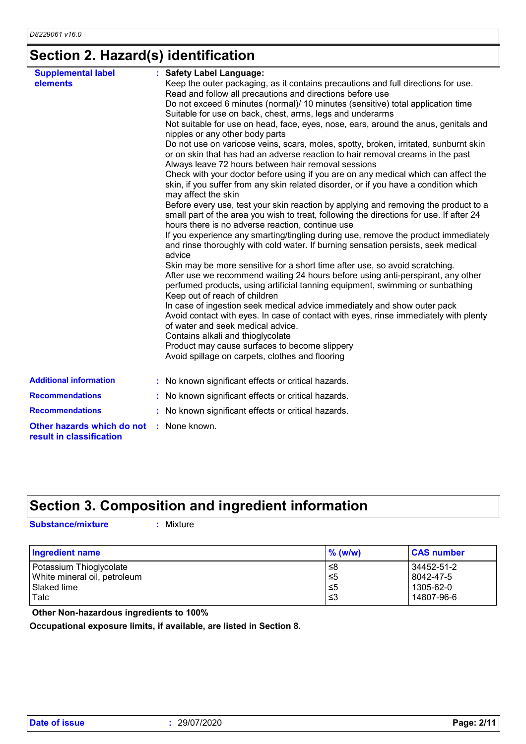## Section 2. Hazard(s) identification

**Supplemental label elements** : **Safety Label Language:**
Keep the outer packaging, as it contains precautions and full directions for use.
Read and follow all precautions and directions before use
Do not exceed 6 minutes (normal)/ 10 minutes (sensitive) total application time
Suitable for use on back, chest, arms, legs and underarms
Not suitable for use on head, face, eyes, nose, ears, around the anus, genitals and nipples or any other body parts
Do not use on varicose veins, scars, moles, spotty, broken, irritated, sunburnt skin or on skin that has had an adverse reaction to hair removal creams in the past
Always leave 72 hours between hair removal sessions
Check with your doctor before using if you are on any medical which can affect the skin, if you suffer from any skin related disorder, or if you have a condition which may affect the skin
Before every use, test your skin reaction by applying and removing the product to a small part of the area you wish to treat, following the directions for use. If after 24 hours there is no adverse reaction, continue use
If you experience any smarting/tingling during use, remove the product immediately and rinse thoroughly with cold water. If burning sensation persists, seek medical advice
Skin may be more sensitive for a short time after use, so avoid scratching.
After use we recommend waiting 24 hours before using anti-perspirant, any other perfumed products, using artificial tanning equipment, swimming or sunbathing
Keep out of reach of children
In case of ingestion seek medical advice immediately and show outer pack
Avoid contact with eyes. In case of contact with eyes, rinse immediately with plenty of water and seek medical advice.
Contains alkali and thioglycolate
Product may cause surfaces to become slippery
Avoid spillage on carpets, clothes and flooring

**Additional information** : No known significant effects or critical hazards.

**Recommendations** : No known significant effects or critical hazards.

**Recommendations** : No known significant effects or critical hazards.

**Other hazards which do not result in classification** : None known.

## Section 3. Composition and ingredient information

**Substance/mixture** : Mixture

| Ingredient name | % (w/w) | CAS number |
|---|---|---|
| Potassium Thioglycolate | ≤8 | 34452-51-2 |
| White mineral oil, petroleum | ≤5 | 8042-47-5 |
| Slaked lime | ≤5 | 1305-62-0 |
| Talc | ≤3 | 14807-96-6 |

**Other Non-hazardous ingredients to 100%**

**Occupational exposure limits, if available, are listed in Section 8.**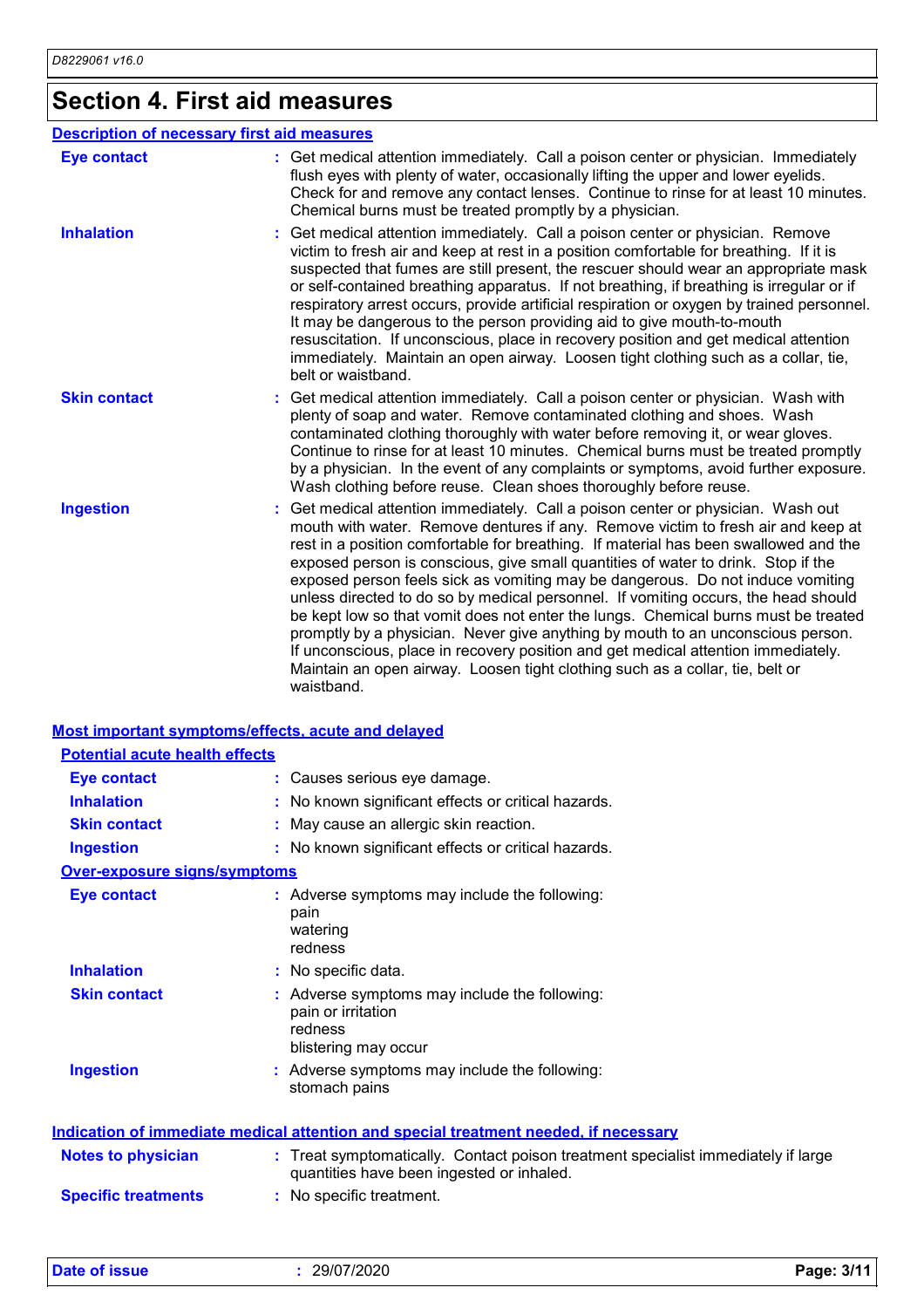# Section 4. First aid measures

## Description of necessary first aid measures

**Eye contact** : Get medical attention immediately. Call a poison center or physician. Immediately flush eyes with plenty of water, occasionally lifting the upper and lower eyelids. Check for and remove any contact lenses. Continue to rinse for at least 10 minutes. Chemical burns must be treated promptly by a physician.

**Inhalation** : Get medical attention immediately. Call a poison center or physician. Remove victim to fresh air and keep at rest in a position comfortable for breathing. If it is suspected that fumes are still present, the rescuer should wear an appropriate mask or self-contained breathing apparatus. If not breathing, if breathing is irregular or if respiratory arrest occurs, provide artificial respiration or oxygen by trained personnel. It may be dangerous to the person providing aid to give mouth-to-mouth resuscitation. If unconscious, place in recovery position and get medical attention immediately. Maintain an open airway. Loosen tight clothing such as a collar, tie, belt or waistband.

**Skin contact** : Get medical attention immediately. Call a poison center or physician. Wash with plenty of soap and water. Remove contaminated clothing and shoes. Wash contaminated clothing thoroughly with water before removing it, or wear gloves. Continue to rinse for at least 10 minutes. Chemical burns must be treated promptly by a physician. In the event of any complaints or symptoms, avoid further exposure. Wash clothing before reuse. Clean shoes thoroughly before reuse.

**Ingestion** : Get medical attention immediately. Call a poison center or physician. Wash out mouth with water. Remove dentures if any. Remove victim to fresh air and keep at rest in a position comfortable for breathing. If material has been swallowed and the exposed person is conscious, give small quantities of water to drink. Stop if the exposed person feels sick as vomiting may be dangerous. Do not induce vomiting unless directed to do so by medical personnel. If vomiting occurs, the head should be kept low so that vomit does not enter the lungs. Chemical burns must be treated promptly by a physician. Never give anything by mouth to an unconscious person. If unconscious, place in recovery position and get medical attention immediately. Maintain an open airway. Loosen tight clothing such as a collar, tie, belt or waistband.

## Most important symptoms/effects, acute and delayed

### Potential acute health effects

**Eye contact** : Causes serious eye damage.

**Inhalation** : No known significant effects or critical hazards.

**Skin contact** : May cause an allergic skin reaction.

**Ingestion** : No known significant effects or critical hazards.

### Over-exposure signs/symptoms

**Eye contact** : Adverse symptoms may include the following:
pain
watering
redness

**Inhalation** : No specific data.

**Skin contact** : Adverse symptoms may include the following:
pain or irritation
redness
blistering may occur

**Ingestion** : Adverse symptoms may include the following:
stomach pains

## Indication of immediate medical attention and special treatment needed, if necessary

**Notes to physician** : Treat symptomatically. Contact poison treatment specialist immediately if large quantities have been ingested or inhaled.

**Specific treatments** : No specific treatment.

**Date of issue** : 29/07/2020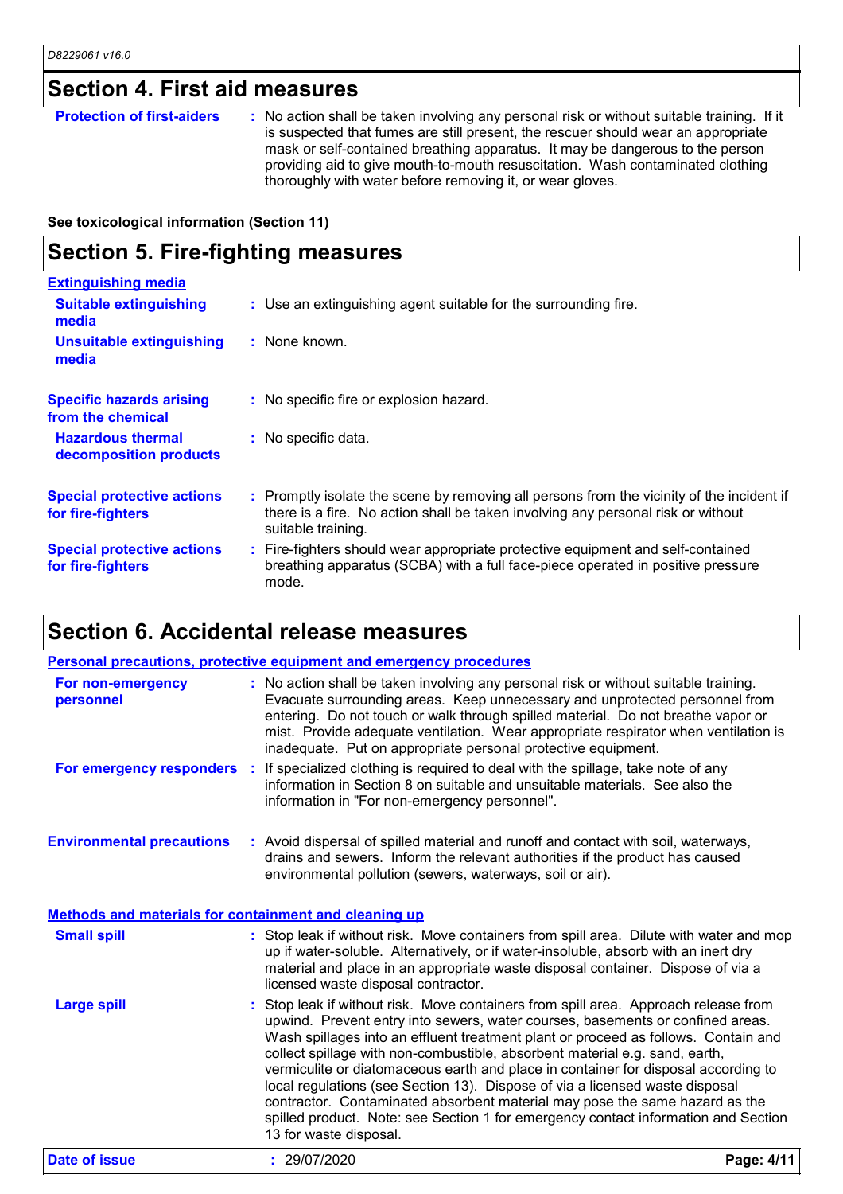## Section 4. First aid measures

**Protection of first-aiders** : No action shall be taken involving any personal risk or without suitable training. If it is suspected that fumes are still present, the rescuer should wear an appropriate mask or self-contained breathing apparatus. It may be dangerous to the person providing aid to give mouth-to-mouth resuscitation. Wash contaminated clothing thoroughly with water before removing it, or wear gloves.

**See toxicological information (Section 11)**

## Section 5. Fire-fighting measures

**Extinguishing media**

**Suitable extinguishing media** : Use an extinguishing agent suitable for the surrounding fire.

**Unsuitable extinguishing media** : None known.

**Specific hazards arising from the chemical** : No specific fire or explosion hazard.

**Hazardous thermal decomposition products** : No specific data.

**Special protective actions for fire-fighters** : Promptly isolate the scene by removing all persons from the vicinity of the incident if there is a fire. No action shall be taken involving any personal risk or without suitable training.

**Special protective actions for fire-fighters** : Fire-fighters should wear appropriate protective equipment and self-contained breathing apparatus (SCBA) with a full face-piece operated in positive pressure mode.

## Section 6. Accidental release measures

**Personal precautions, protective equipment and emergency procedures**

**For non-emergency personnel** : No action shall be taken involving any personal risk or without suitable training. Evacuate surrounding areas. Keep unnecessary and unprotected personnel from entering. Do not touch or walk through spilled material. Do not breathe vapor or mist. Provide adequate ventilation. Wear appropriate respirator when ventilation is inadequate. Put on appropriate personal protective equipment.

**For emergency responders** : If specialized clothing is required to deal with the spillage, take note of any information in Section 8 on suitable and unsuitable materials. See also the information in "For non-emergency personnel".

**Environmental precautions** : Avoid dispersal of spilled material and runoff and contact with soil, waterways, drains and sewers. Inform the relevant authorities if the product has caused environmental pollution (sewers, waterways, soil or air).

**Methods and materials for containment and cleaning up**

**Small spill** : Stop leak if without risk. Move containers from spill area. Dilute with water and mop up if water-soluble. Alternatively, or if water-insoluble, absorb with an inert dry material and place in an appropriate waste disposal container. Dispose of via a licensed waste disposal contractor.

**Large spill** : Stop leak if without risk. Move containers from spill area. Approach release from upwind. Prevent entry into sewers, water courses, basements or confined areas. Wash spillages into an effluent treatment plant or proceed as follows. Contain and collect spillage with non-combustible, absorbent material e.g. sand, earth, vermiculite or diatomaceous earth and place in container for disposal according to local regulations (see Section 13). Dispose of via a licensed waste disposal contractor. Contaminated absorbent material may pose the same hazard as the spilled product. Note: see Section 1 for emergency contact information and Section 13 for waste disposal.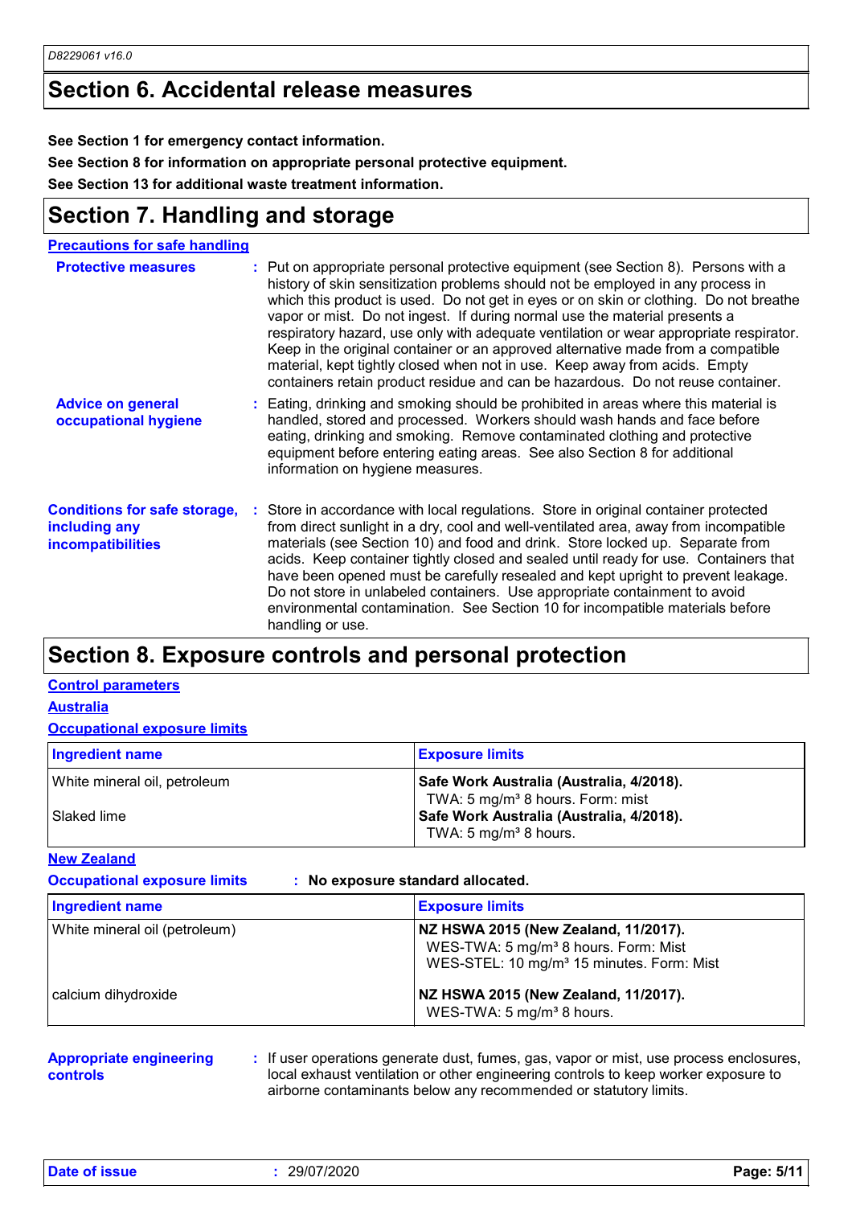## Section 6. Accidental release measures

**See Section 1 for emergency contact information.**

**See Section 8 for information on appropriate personal protective equipment.**

**See Section 13 for additional waste treatment information.**

## Section 7. Handling and storage

**Precautions for safe handling**

**Protective measures** : Put on appropriate personal protective equipment (see Section 8). Persons with a history of skin sensitization problems should not be employed in any process in which this product is used. Do not get in eyes or on skin or clothing. Do not breathe vapor or mist. Do not ingest. If during normal use the material presents a respiratory hazard, use only with adequate ventilation or wear appropriate respirator. Keep in the original container or an approved alternative made from a compatible material, kept tightly closed when not in use. Keep away from acids. Empty containers retain product residue and can be hazardous. Do not reuse container.

**Advice on general occupational hygiene** : Eating, drinking and smoking should be prohibited in areas where this material is handled, stored and processed. Workers should wash hands and face before eating, drinking and smoking. Remove contaminated clothing and protective equipment before entering eating areas. See also Section 8 for additional information on hygiene measures.

**Conditions for safe storage, including any incompatibilities** : Store in accordance with local regulations. Store in original container protected from direct sunlight in a dry, cool and well-ventilated area, away from incompatible materials (see Section 10) and food and drink. Store locked up. Separate from acids. Keep container tightly closed and sealed until ready for use. Containers that have been opened must be carefully resealed and kept upright to prevent leakage. Do not store in unlabeled containers. Use appropriate containment to avoid environmental contamination. See Section 10 for incompatible materials before handling or use.

## Section 8. Exposure controls and personal protection

**Control parameters**

**Australia**

**Occupational exposure limits**

| Ingredient name | Exposure limits |
|---|---|
| White mineral oil, petroleum | **Safe Work Australia (Australia, 4/2018).** TWA: 5 mg/m³ 8 hours. Form: mist |
| Slaked lime | **Safe Work Australia (Australia, 4/2018).** TWA: 5 mg/m³ 8 hours. |

**New Zealand**

**Occupational exposure limits** : **No exposure standard allocated.**

| Ingredient name | Exposure limits |
|---|---|
| White mineral oil (petroleum) | **NZ HSWA 2015 (New Zealand, 11/2017).** WES-TWA: 5 mg/m³ 8 hours. Form: Mist; WES-STEL: 10 mg/m³ 15 minutes. Form: Mist |
| calcium dihydroxide | **NZ HSWA 2015 (New Zealand, 11/2017).** WES-TWA: 5 mg/m³ 8 hours. |

**Appropriate engineering controls** : If user operations generate dust, fumes, gas, vapor or mist, use process enclosures, local exhaust ventilation or other engineering controls to keep worker exposure to airborne contaminants below any recommended or statutory limits.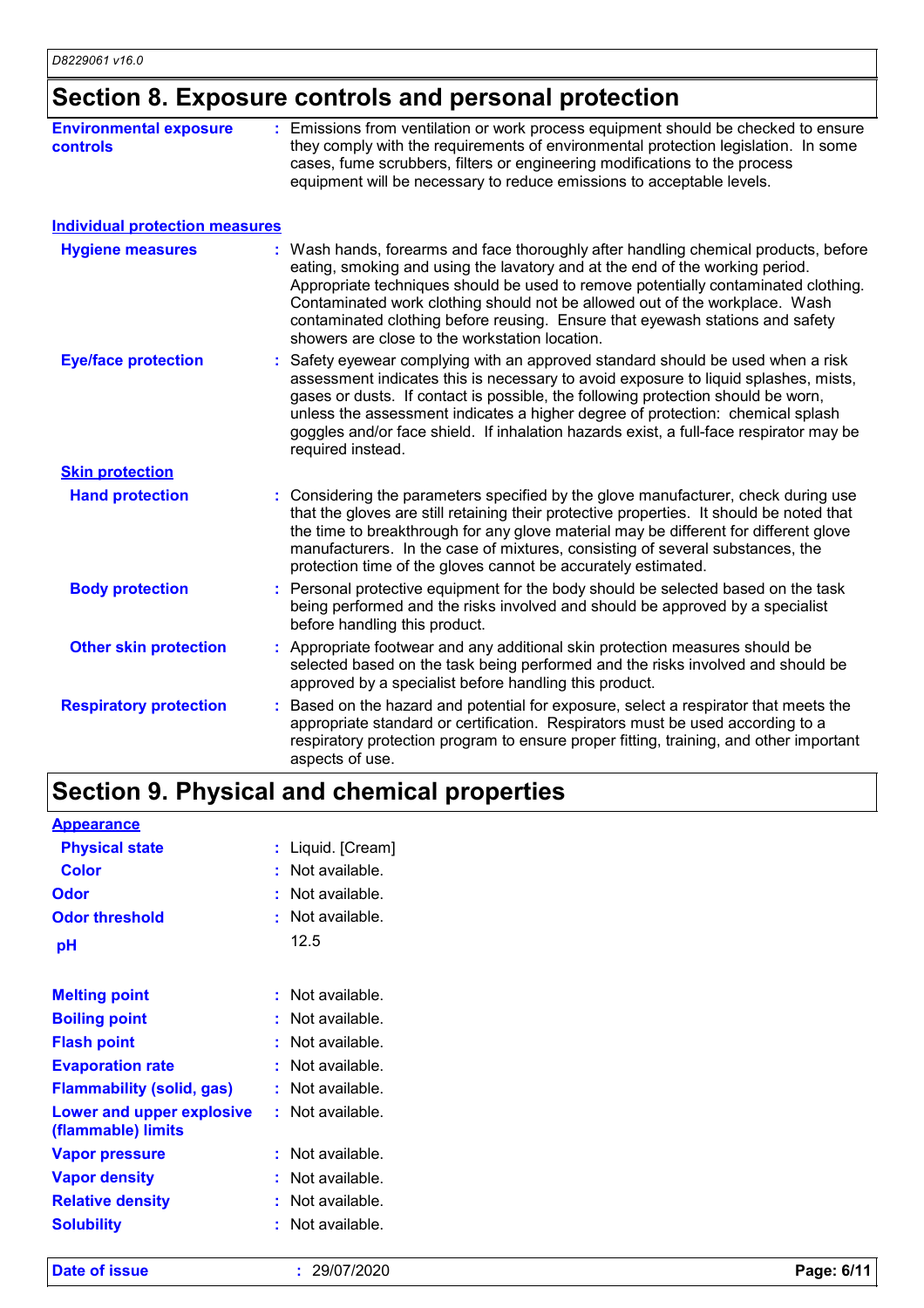## Section 8. Exposure controls and personal protection

**Environmental exposure controls** : Emissions from ventilation or work process equipment should be checked to ensure they comply with the requirements of environmental protection legislation. In some cases, fume scrubbers, filters or engineering modifications to the process equipment will be necessary to reduce emissions to acceptable levels.

### Individual protection measures

**Hygiene measures** : Wash hands, forearms and face thoroughly after handling chemical products, before eating, smoking and using the lavatory and at the end of the working period. Appropriate techniques should be used to remove potentially contaminated clothing. Contaminated work clothing should not be allowed out of the workplace. Wash contaminated clothing before reusing. Ensure that eyewash stations and safety showers are close to the workstation location.

**Eye/face protection** : Safety eyewear complying with an approved standard should be used when a risk assessment indicates this is necessary to avoid exposure to liquid splashes, mists, gases or dusts. If contact is possible, the following protection should be worn, unless the assessment indicates a higher degree of protection: chemical splash goggles and/or face shield. If inhalation hazards exist, a full-face respirator may be required instead.

#### Skin protection

**Hand protection** : Considering the parameters specified by the glove manufacturer, check during use that the gloves are still retaining their protective properties. It should be noted that the time to breakthrough for any glove material may be different for different glove manufacturers. In the case of mixtures, consisting of several substances, the protection time of the gloves cannot be accurately estimated.

**Body protection** : Personal protective equipment for the body should be selected based on the task being performed and the risks involved and should be approved by a specialist before handling this product.

**Other skin protection** : Appropriate footwear and any additional skin protection measures should be selected based on the task being performed and the risks involved and should be approved by a specialist before handling this product.

**Respiratory protection** : Based on the hazard and potential for exposure, select a respirator that meets the appropriate standard or certification. Respirators must be used according to a respiratory protection program to ensure proper fitting, training, and other important aspects of use.

## Section 9. Physical and chemical properties

### Appearance

**Physical state** : Liquid. [Cream]

**Color** : Not available.

**Odor** : Not available.

**Odor threshold** : Not available.

**pH** 12.5

**Melting point** : Not available.

**Boiling point** : Not available.

**Flash point** : Not available.

**Evaporation rate** : Not available.

**Flammability (solid, gas)** : Not available.

**Lower and upper explosive (flammable) limits** : Not available.

**Vapor pressure** : Not available.

**Vapor density** : Not available.

**Relative density** : Not available.

**Solubility** : Not available.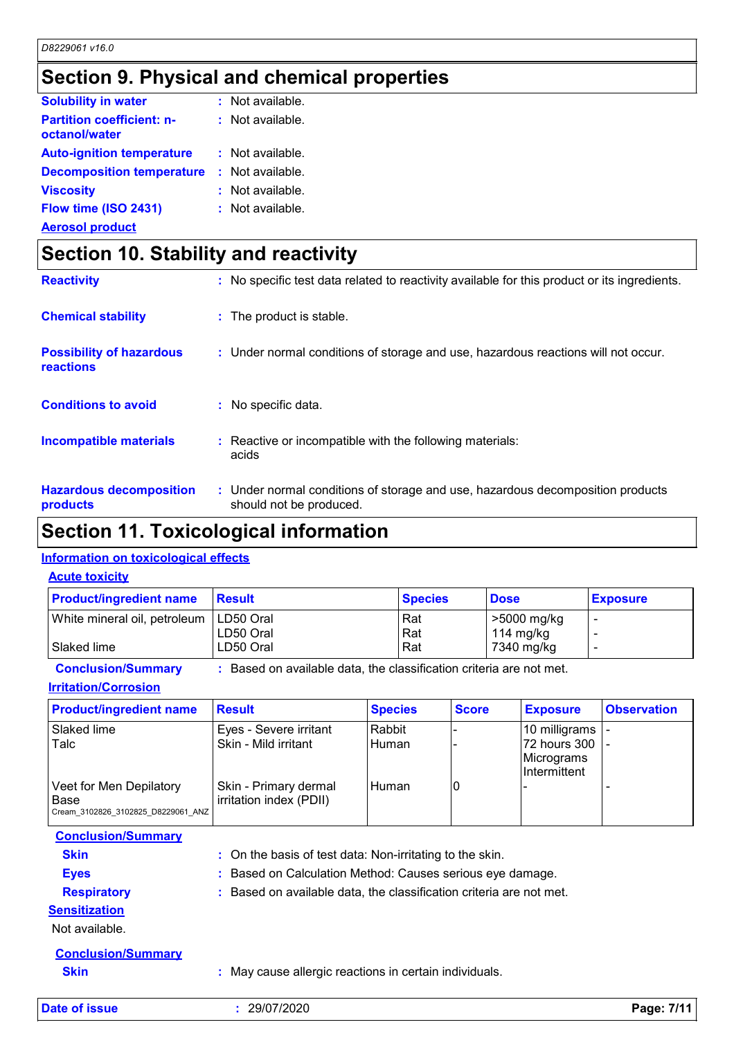## Section 9. Physical and chemical properties

**Solubility in water** : Not available.

**Partition coefficient: n-octanol/water** : Not available.

**Auto-ignition temperature** : Not available.

**Decomposition temperature** : Not available.

**Viscosity** : Not available.

**Flow time (ISO 2431)** : Not available.

**Aerosol product**

## Section 10. Stability and reactivity

**Reactivity** : No specific test data related to reactivity available for this product or its ingredients.

**Chemical stability** : The product is stable.

**Possibility of hazardous reactions** : Under normal conditions of storage and use, hazardous reactions will not occur.

**Conditions to avoid** : No specific data.

**Incompatible materials** : Reactive or incompatible with the following materials: acids

**Hazardous decomposition products** : Under normal conditions of storage and use, hazardous decomposition products should not be produced.

## Section 11. Toxicological information

### Information on toxicological effects

**Acute toxicity**

| Product/ingredient name | Result | Species | Dose | Exposure |
|---|---|---|---|---|
| White mineral oil, petroleum | LD50 Oral | Rat | >5000 mg/kg | - |
| | LD50 Oral | Rat | 114 mg/kg | - |
| Slaked lime | LD50 Oral | Rat | 7340 mg/kg | - |

**Conclusion/Summary** : Based on available data, the classification criteria are not met.

**Irritation/Corrosion**

| Product/ingredient name | Result | Species | Score | Exposure | Observation |
|---|---|---|---|---|---|
| Slaked lime | Eyes - Severe irritant | Rabbit | - | 10 milligrams | - |
| Talc | Skin - Mild irritant | Human | - | 72 hours 300 Micrograms Intermittent | - |
| Veet for Men Depilatory Base Cream_3102826_3102825_D8229061_ANZ | Skin - Primary dermal irritation index (PDII) | Human | 0 | - | - |

**Conclusion/Summary**

**Skin** : On the basis of test data: Non-irritating to the skin.

**Eyes** : Based on Calculation Method: Causes serious eye damage.

**Respiratory** : Based on available data, the classification criteria are not met.

**Sensitization**

Not available.

**Conclusion/Summary**

**Skin** : May cause allergic reactions in certain individuals.

**Date of issue** : 29/07/2020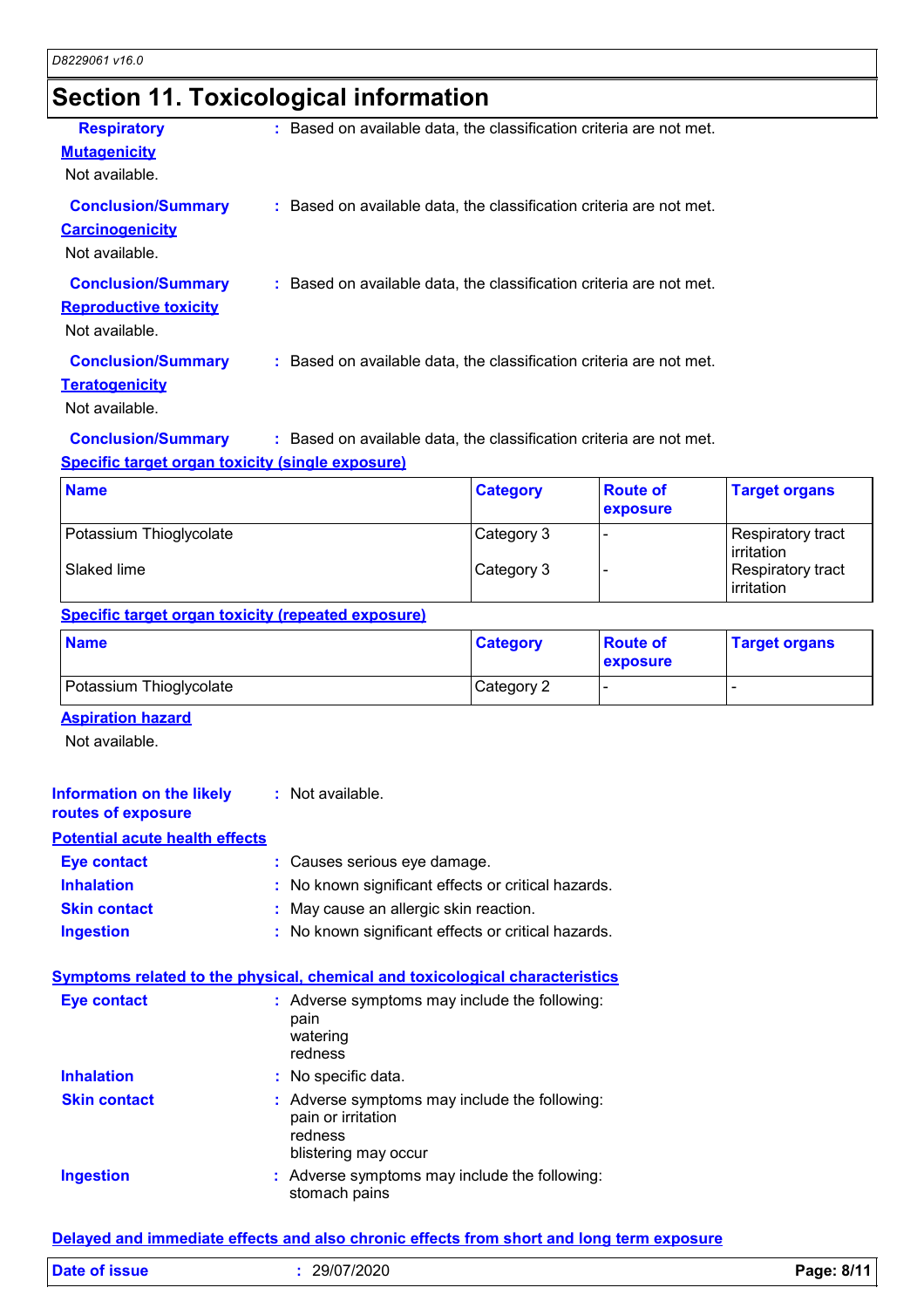# Section 11. Toxicological information

**Respiratory** : Based on available data, the classification criteria are not met.

**Mutagenicity**

Not available.

**Conclusion/Summary** : Based on available data, the classification criteria are not met.

**Carcinogenicity**

Not available.

**Conclusion/Summary** : Based on available data, the classification criteria are not met.

**Reproductive toxicity**

Not available.

**Conclusion/Summary** : Based on available data, the classification criteria are not met.

**Teratogenicity**

Not available.

**Conclusion/Summary** : Based on available data, the classification criteria are not met.

**Specific target organ toxicity (single exposure)**

| Name | Category | Route of exposure | Target organs |
|---|---|---|---|
| Potassium Thioglycolate | Category 3 | - | Respiratory tract irritation |
| Slaked lime | Category 3 | - | Respiratory tract irritation |

**Specific target organ toxicity (repeated exposure)**

| Name | Category | Route of exposure | Target organs |
|---|---|---|---|
| Potassium Thioglycolate | Category 2 | - | - |

**Aspiration hazard**

Not available.

**Information on the likely routes of exposure** : Not available.

**Potential acute health effects**

**Eye contact** : Causes serious eye damage.

**Inhalation** : No known significant effects or critical hazards.

**Skin contact** : May cause an allergic skin reaction.

**Ingestion** : No known significant effects or critical hazards.

**Symptoms related to the physical, chemical and toxicological characteristics**

**Eye contact** : Adverse symptoms may include the following:
pain
watering
redness

**Inhalation** : No specific data.

**Skin contact** : Adverse symptoms may include the following:
pain or irritation
redness
blistering may occur

**Ingestion** : Adverse symptoms may include the following:
stomach pains

**Delayed and immediate effects and also chronic effects from short and long term exposure**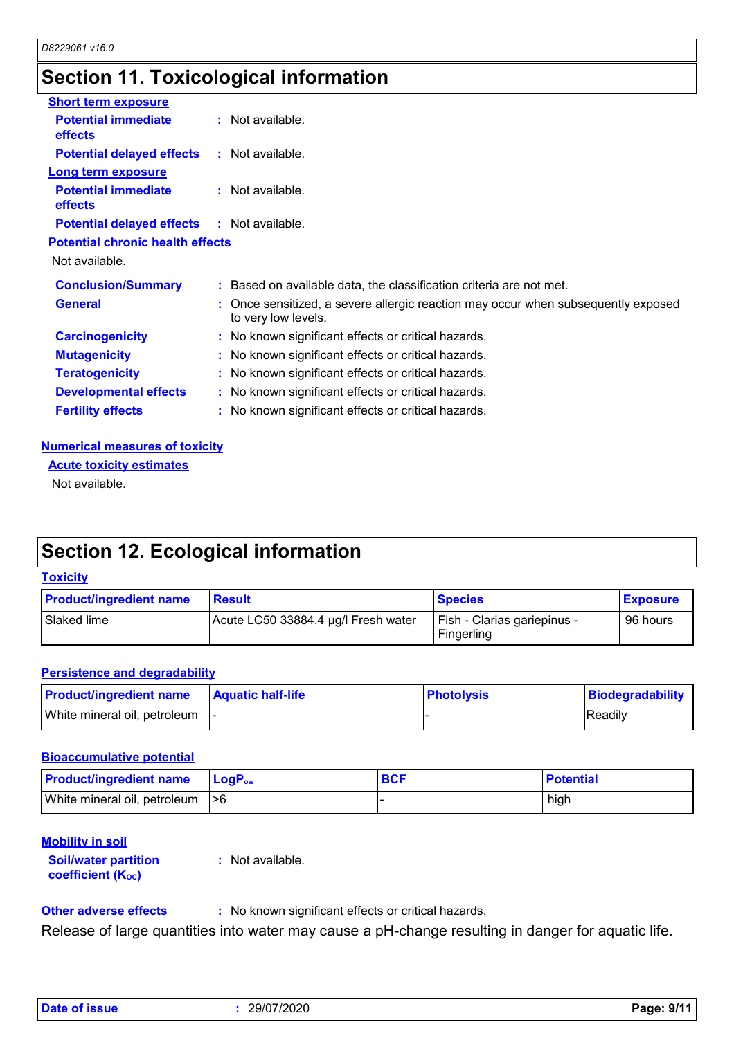# Section 11. Toxicological information

**Short term exposure**

**Potential immediate effects** : Not available.

**Potential delayed effects** : Not available.

**Long term exposure**

**Potential immediate effects** : Not available.

**Potential delayed effects** : Not available.

**Potential chronic health effects**

Not available.

**Conclusion/Summary** : Based on available data, the classification criteria are not met.

**General** : Once sensitized, a severe allergic reaction may occur when subsequently exposed to very low levels.

**Carcinogenicity** : No known significant effects or critical hazards.

**Mutagenicity** : No known significant effects or critical hazards.

**Teratogenicity** : No known significant effects or critical hazards.

**Developmental effects** : No known significant effects or critical hazards.

**Fertility effects** : No known significant effects or critical hazards.

**Numerical measures of toxicity**

**Acute toxicity estimates**

Not available.

# Section 12. Ecological information

**Toxicity**

| Product/ingredient name | Result | Species | Exposure |
|---|---|---|---|
| Slaked lime | Acute LC50 33884.4 µg/l Fresh water | Fish - Clarias gariepinus - Fingerling | 96 hours |

**Persistence and degradability**

| Product/ingredient name | Aquatic half-life | Photolysis | Biodegradability |
|---|---|---|---|
| White mineral oil, petroleum | - | - | Readily |

**Bioaccumulative potential**

| Product/ingredient name | $LogP_{ow}$ | BCF | Potential |
|---|---|---|---|
| White mineral oil, petroleum | >6 | - | high |

**Mobility in soil**

**Soil/water partition coefficient ($K_{OC}$)** : Not available.

**Other adverse effects** : No known significant effects or critical hazards.

Release of large quantities into water may cause a pH-change resulting in danger for aquatic life.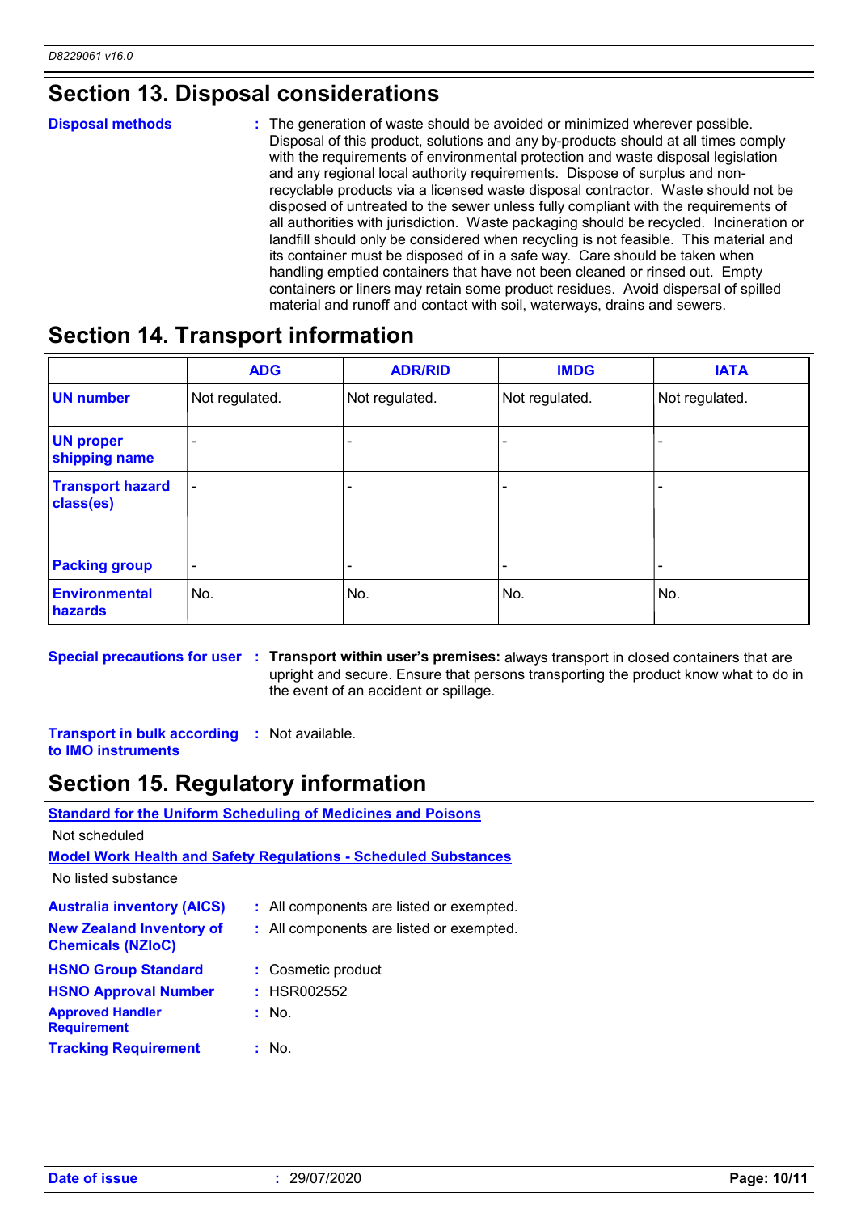## Section 13. Disposal considerations

**Disposal methods** : The generation of waste should be avoided or minimized wherever possible. Disposal of this product, solutions and any by-products should at all times comply with the requirements of environmental protection and waste disposal legislation and any regional local authority requirements. Dispose of surplus and non-recyclable products via a licensed waste disposal contractor. Waste should not be disposed of untreated to the sewer unless fully compliant with the requirements of all authorities with jurisdiction. Waste packaging should be recycled. Incineration or landfill should only be considered when recycling is not feasible. This material and its container must be disposed of in a safe way. Care should be taken when handling emptied containers that have not been cleaned or rinsed out. Empty containers or liners may retain some product residues. Avoid dispersal of spilled material and runoff and contact with soil, waterways, drains and sewers.

## Section 14. Transport information

| | ADG | ADR/RID | IMDG | IATA |
|---|---|---|---|---|
| **UN number** | Not regulated. | Not regulated. | Not regulated. | Not regulated. |
| **UN proper shipping name** | - | - | - | - |
| **Transport hazard class(es)** | - | - | - | - |
| **Packing group** | - | - | - | - |
| **Environmental hazards** | No. | No. | No. | No. |

**Special precautions for user** : **Transport within user's premises:** always transport in closed containers that are upright and secure. Ensure that persons transporting the product know what to do in the event of an accident or spillage.

**Transport in bulk according to IMO instruments** : Not available.

## Section 15. Regulatory information

**Standard for the Uniform Scheduling of Medicines and Poisons**

Not scheduled

**Model Work Health and Safety Regulations - Scheduled Substances**

No listed substance

**Australia inventory (AICS)** : All components are listed or exempted.

**New Zealand Inventory of Chemicals (NZIoC)** : All components are listed or exempted.

**HSNO Group Standard** : Cosmetic product

**HSNO Approval Number** : HSR002552

**Approved Handler Requirement** : No.

**Tracking Requirement** : No.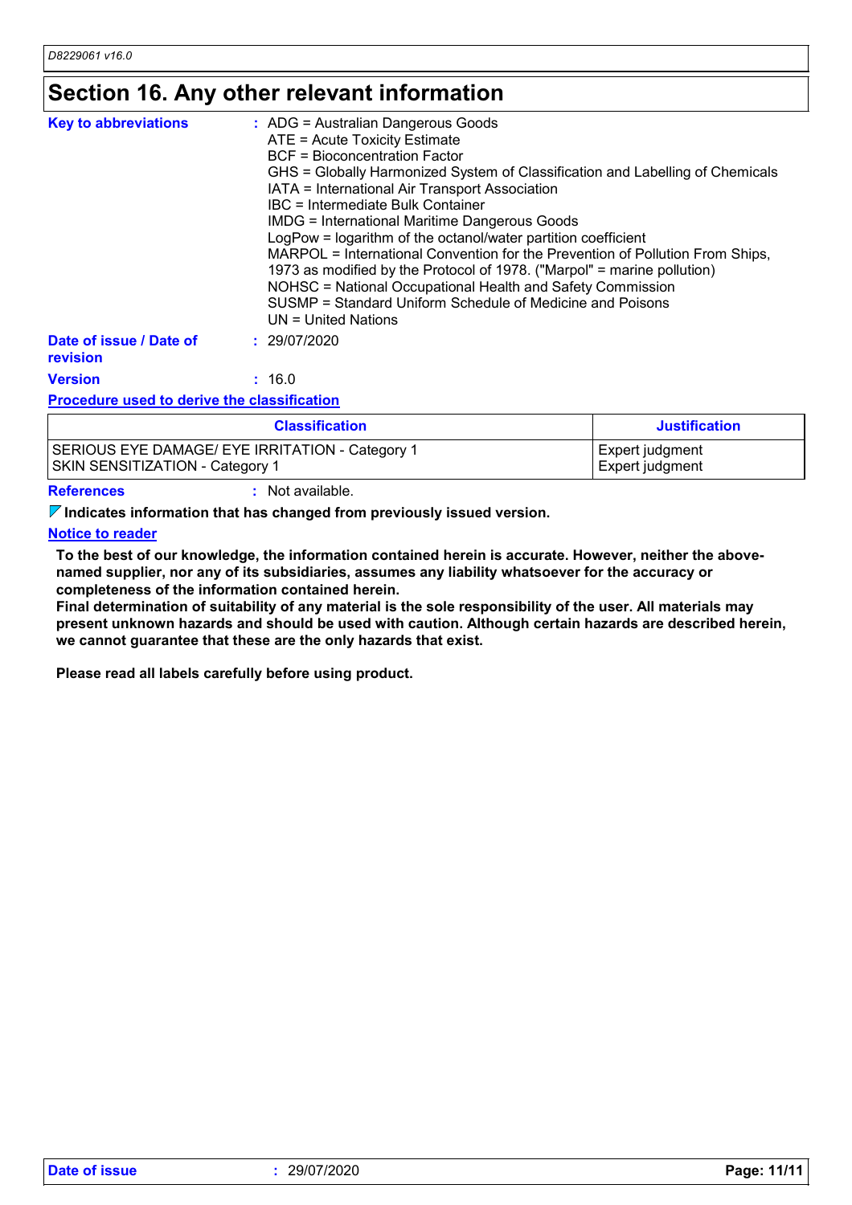## Section 16. Any other relevant information

**Key to abbreviations** : ADG = Australian Dangerous Goods
ATE = Acute Toxicity Estimate
BCF = Bioconcentration Factor
GHS = Globally Harmonized System of Classification and Labelling of Chemicals
IATA = International Air Transport Association
IBC = Intermediate Bulk Container
IMDG = International Maritime Dangerous Goods
LogPow = logarithm of the octanol/water partition coefficient
MARPOL = International Convention for the Prevention of Pollution From Ships, 1973 as modified by the Protocol of 1978. ("Marpol" = marine pollution)
NOHSC = National Occupational Health and Safety Commission
SUSMP = Standard Uniform Schedule of Medicine and Poisons
UN = United Nations

**Date of issue / Date of revision** : 29/07/2020

**Version** : 16.0

**Procedure used to derive the classification**

| Classification | Justification |
|---|---|
| SERIOUS EYE DAMAGE/ EYE IRRITATION - Category 1 | Expert judgment |
| SKIN SENSITIZATION - Category 1 | Expert judgment |

**References** : Not available.

**Indicates information that has changed from previously issued version.**

**Notice to reader**

**To the best of our knowledge, the information contained herein is accurate. However, neither the above-named supplier, nor any of its subsidiaries, assumes any liability whatsoever for the accuracy or completeness of the information contained herein.**
**Final determination of suitability of any material is the sole responsibility of the user. All materials may present unknown hazards and should be used with caution. Although certain hazards are described herein, we cannot guarantee that these are the only hazards that exist.**

**Please read all labels carefully before using product.**